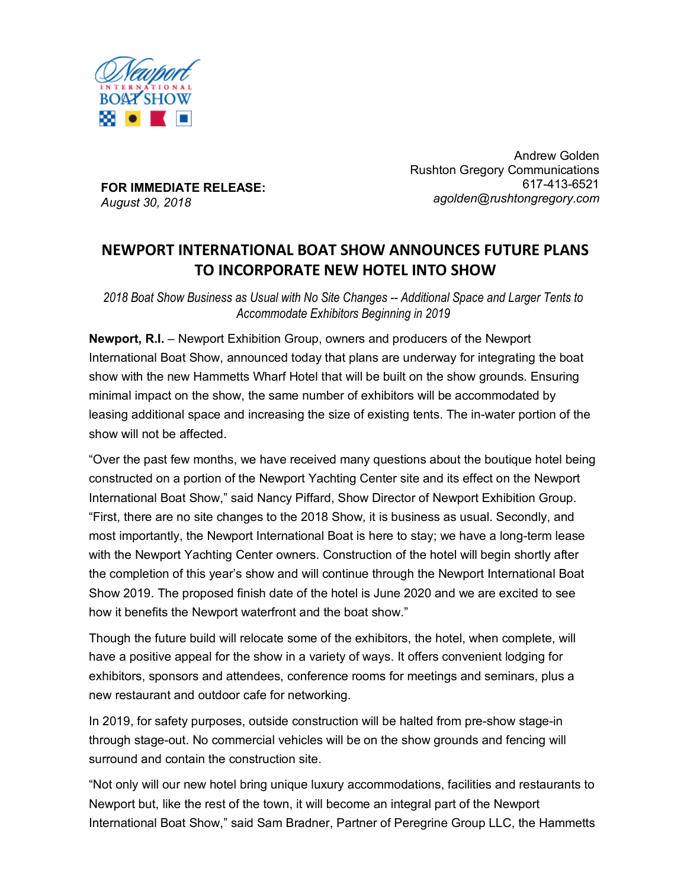Newport International Boat Show

**FOR IMMEDIATE RELEASE:**
*August 30, 2018*

Andrew Golden
Rushton Gregory Communications
617-413-6521
*agolden@rushtongregory.com*

# NEWPORT INTERNATIONAL BOAT SHOW ANNOUNCES FUTURE PLANS TO INCORPORATE NEW HOTEL INTO SHOW

*2018 Boat Show Business as Usual with No Site Changes -- Additional Space and Larger Tents to Accommodate Exhibitors Beginning in 2019*

**Newport, R.I.** – Newport Exhibition Group, owners and producers of the Newport International Boat Show, announced today that plans are underway for integrating the boat show with the new Hammetts Wharf Hotel that will be built on the show grounds. Ensuring minimal impact on the show, the same number of exhibitors will be accommodated by leasing additional space and increasing the size of existing tents. The in-water portion of the show will not be affected.

"Over the past few months, we have received many questions about the boutique hotel being constructed on a portion of the Newport Yachting Center site and its effect on the Newport International Boat Show," said Nancy Piffard, Show Director of Newport Exhibition Group. "First, there are no site changes to the 2018 Show, it is business as usual. Secondly, and most importantly, the Newport International Boat is here to stay; we have a long-term lease with the Newport Yachting Center owners. Construction of the hotel will begin shortly after the completion of this year's show and will continue through the Newport International Boat Show 2019. The proposed finish date of the hotel is June 2020 and we are excited to see how it benefits the Newport waterfront and the boat show."

Though the future build will relocate some of the exhibitors, the hotel, when complete, will have a positive appeal for the show in a variety of ways. It offers convenient lodging for exhibitors, sponsors and attendees, conference rooms for meetings and seminars, plus a new restaurant and outdoor cafe for networking.

In 2019, for safety purposes, outside construction will be halted from pre-show stage-in through stage-out. No commercial vehicles will be on the show grounds and fencing will surround and contain the construction site.

"Not only will our new hotel bring unique luxury accommodations, facilities and restaurants to Newport but, like the rest of the town, it will become an integral part of the Newport International Boat Show," said Sam Bradner, Partner of Peregrine Group LLC, the Hammetts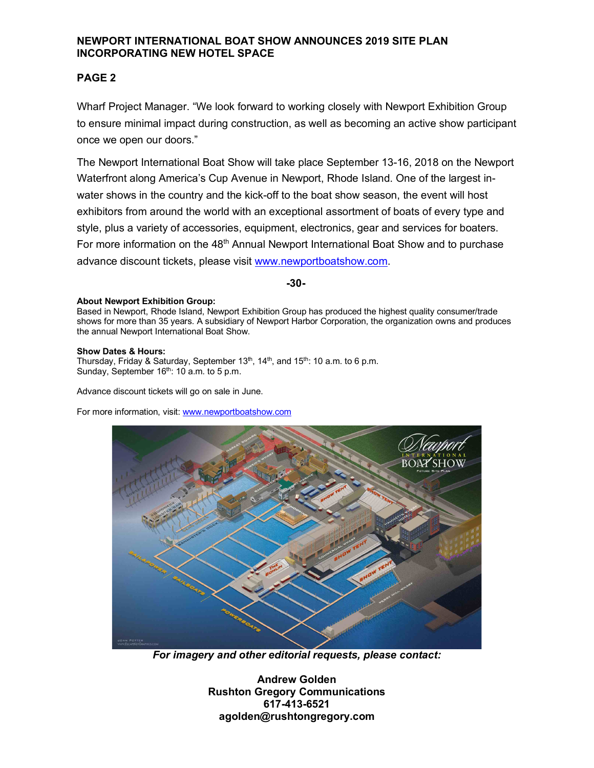Wharf Project Manager. "We look forward to working closely with Newport Exhibition Group to ensure minimal impact during construction, as well as becoming an active show participant once we open our doors."

The Newport International Boat Show will take place September 13-16, 2018 on the Newport Waterfront along America's Cup Avenue in Newport, Rhode Island. One of the largest in-water shows in the country and the kick-off to the boat show season, the event will host exhibitors from around the world with an exceptional assortment of boats of every type and style, plus a variety of accessories, equipment, electronics, gear and services for boaters. For more information on the 48th Annual Newport International Boat Show and to purchase advance discount tickets, please visit www.newportboatshow.com.

-30-

**About Newport Exhibition Group:**
Based in Newport, Rhode Island, Newport Exhibition Group has produced the highest quality consumer/trade shows for more than 35 years. A subsidiary of Newport Harbor Corporation, the organization owns and produces the annual Newport International Boat Show.

**Show Dates & Hours:**
Thursday, Friday & Saturday, September 13th, 14th, and 15th: 10 a.m. to 6 p.m.
Sunday, September 16th: 10 a.m. to 5 p.m.

Advance discount tickets will go on sale in June.

For more information, visit: www.newportboatshow.com

***For imagery and other editorial requests, please contact:***

**Andrew Golden**
**Rushton Gregory Communications**
**617-413-6521**
**agolden@rushtongregory.com**